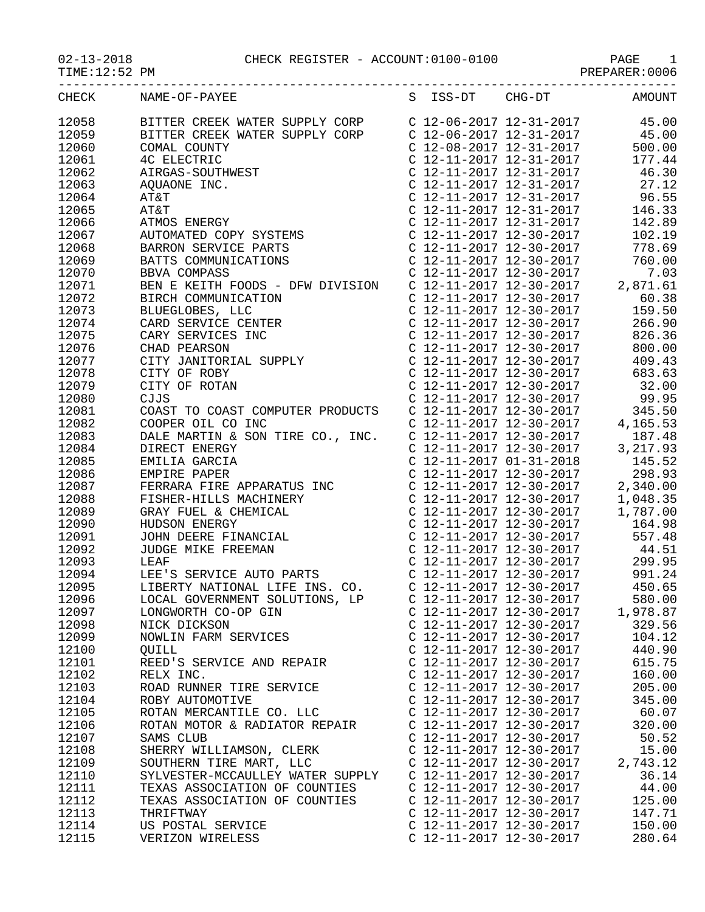02-13-2018 CHECK REGISTER - ACCOUNT:0100-0100

TIME:12:52 PM PREPARER:0006

| CHECK | NAME-OF-PAYEE | S | ISS-DT | CHG-DT | AMOUNT |
|---|---|---|---|---|---|
| 12058 | BITTER CREEK WATER SUPPLY CORP | C | 12-06-2017 | 12-31-2017 | 45.00 |
| 12059 | BITTER CREEK WATER SUPPLY CORP | C | 12-06-2017 | 12-31-2017 | 45.00 |
| 12060 | COMAL COUNTY | C | 12-08-2017 | 12-31-2017 | 500.00 |
| 12061 | 4C ELECTRIC | C | 12-11-2017 | 12-31-2017 | 177.44 |
| 12062 | AIRGAS-SOUTHWEST | C | 12-11-2017 | 12-31-2017 | 46.30 |
| 12063 | AQUAONE INC. | C | 12-11-2017 | 12-31-2017 | 27.12 |
| 12064 | AT&T | C | 12-11-2017 | 12-31-2017 | 96.55 |
| 12065 | AT&T | C | 12-11-2017 | 12-31-2017 | 146.33 |
| 12066 | ATMOS ENERGY | C | 12-11-2017 | 12-31-2017 | 142.89 |
| 12067 | AUTOMATED COPY SYSTEMS | C | 12-11-2017 | 12-30-2017 | 102.19 |
| 12068 | BARRON SERVICE PARTS | C | 12-11-2017 | 12-30-2017 | 778.69 |
| 12069 | BATTS COMMUNICATIONS | C | 12-11-2017 | 12-30-2017 | 760.00 |
| 12070 | BBVA COMPASS | C | 12-11-2017 | 12-30-2017 | 7.03 |
| 12071 | BEN E KEITH FOODS - DFW DIVISION | C | 12-11-2017 | 12-30-2017 | 2,871.61 |
| 12072 | BIRCH COMMUNICATION | C | 12-11-2017 | 12-30-2017 | 60.38 |
| 12073 | BLUEGLOBES, LLC | C | 12-11-2017 | 12-30-2017 | 159.50 |
| 12074 | CARD SERVICE CENTER | C | 12-11-2017 | 12-30-2017 | 266.90 |
| 12075 | CARY SERVICES INC | C | 12-11-2017 | 12-30-2017 | 826.36 |
| 12076 | CHAD PEARSON | C | 12-11-2017 | 12-30-2017 | 800.00 |
| 12077 | CITY JANITORIAL SUPPLY | C | 12-11-2017 | 12-30-2017 | 409.43 |
| 12078 | CITY OF ROBY | C | 12-11-2017 | 12-30-2017 | 683.63 |
| 12079 | CITY OF ROTAN | C | 12-11-2017 | 12-30-2017 | 32.00 |
| 12080 | CJJS | C | 12-11-2017 | 12-30-2017 | 99.95 |
| 12081 | COAST TO COAST COMPUTER PRODUCTS | C | 12-11-2017 | 12-30-2017 | 345.50 |
| 12082 | COOPER OIL CO INC | C | 12-11-2017 | 12-30-2017 | 4,165.53 |
| 12083 | DALE MARTIN & SON TIRE CO., INC. | C | 12-11-2017 | 12-30-2017 | 187.48 |
| 12084 | DIRECT ENERGY | C | 12-11-2017 | 12-30-2017 | 3,217.93 |
| 12085 | EMILIA GARCIA | C | 12-11-2017 | 01-31-2018 | 145.52 |
| 12086 | EMPIRE PAPER | C | 12-11-2017 | 12-30-2017 | 298.93 |
| 12087 | FERRARA FIRE APPARATUS INC | C | 12-11-2017 | 12-30-2017 | 2,340.00 |
| 12088 | FISHER-HILLS MACHINERY | C | 12-11-2017 | 12-30-2017 | 1,048.35 |
| 12089 | GRAY FUEL & CHEMICAL | C | 12-11-2017 | 12-30-2017 | 1,787.00 |
| 12090 | HUDSON ENERGY | C | 12-11-2017 | 12-30-2017 | 164.98 |
| 12091 | JOHN DEERE FINANCIAL | C | 12-11-2017 | 12-30-2017 | 557.48 |
| 12092 | JUDGE MIKE FREEMAN | C | 12-11-2017 | 12-30-2017 | 44.51 |
| 12093 | LEAF | C | 12-11-2017 | 12-30-2017 | 299.95 |
| 12094 | LEE'S SERVICE AUTO PARTS | C | 12-11-2017 | 12-30-2017 | 991.24 |
| 12095 | LIBERTY NATIONAL LIFE INS. CO. | C | 12-11-2017 | 12-30-2017 | 450.65 |
| 12096 | LOCAL GOVERNMENT SOLUTIONS, LP | C | 12-11-2017 | 12-30-2017 | 580.00 |
| 12097 | LONGWORTH CO-OP GIN | C | 12-11-2017 | 12-30-2017 | 1,978.87 |
| 12098 | NICK DICKSON | C | 12-11-2017 | 12-30-2017 | 329.56 |
| 12099 | NOWLIN FARM SERVICES | C | 12-11-2017 | 12-30-2017 | 104.12 |
| 12100 | QUILL | C | 12-11-2017 | 12-30-2017 | 440.90 |
| 12101 | REED'S SERVICE AND REPAIR | C | 12-11-2017 | 12-30-2017 | 615.75 |
| 12102 | RELX INC. | C | 12-11-2017 | 12-30-2017 | 160.00 |
| 12103 | ROAD RUNNER TIRE SERVICE | C | 12-11-2017 | 12-30-2017 | 205.00 |
| 12104 | ROBY AUTOMOTIVE | C | 12-11-2017 | 12-30-2017 | 345.00 |
| 12105 | ROTAN MERCANTILE CO. LLC | C | 12-11-2017 | 12-30-2017 | 60.07 |
| 12106 | ROTAN MOTOR & RADIATOR REPAIR | C | 12-11-2017 | 12-30-2017 | 320.00 |
| 12107 | SAMS CLUB | C | 12-11-2017 | 12-30-2017 | 50.52 |
| 12108 | SHERRY WILLIAMSON, CLERK | C | 12-11-2017 | 12-30-2017 | 15.00 |
| 12109 | SOUTHERN TIRE MART, LLC | C | 12-11-2017 | 12-30-2017 | 2,743.12 |
| 12110 | SYLVESTER-MCCAULLEY WATER SUPPLY | C | 12-11-2017 | 12-30-2017 | 36.14 |
| 12111 | TEXAS ASSOCIATION OF COUNTIES | C | 12-11-2017 | 12-30-2017 | 44.00 |
| 12112 | TEXAS ASSOCIATION OF COUNTIES | C | 12-11-2017 | 12-30-2017 | 125.00 |
| 12113 | THRIFTWAY | C | 12-11-2017 | 12-30-2017 | 147.71 |
| 12114 | US POSTAL SERVICE | C | 12-11-2017 | 12-30-2017 | 150.00 |
| 12115 | VERIZON WIRELESS | C | 12-11-2017 | 12-30-2017 | 280.64 |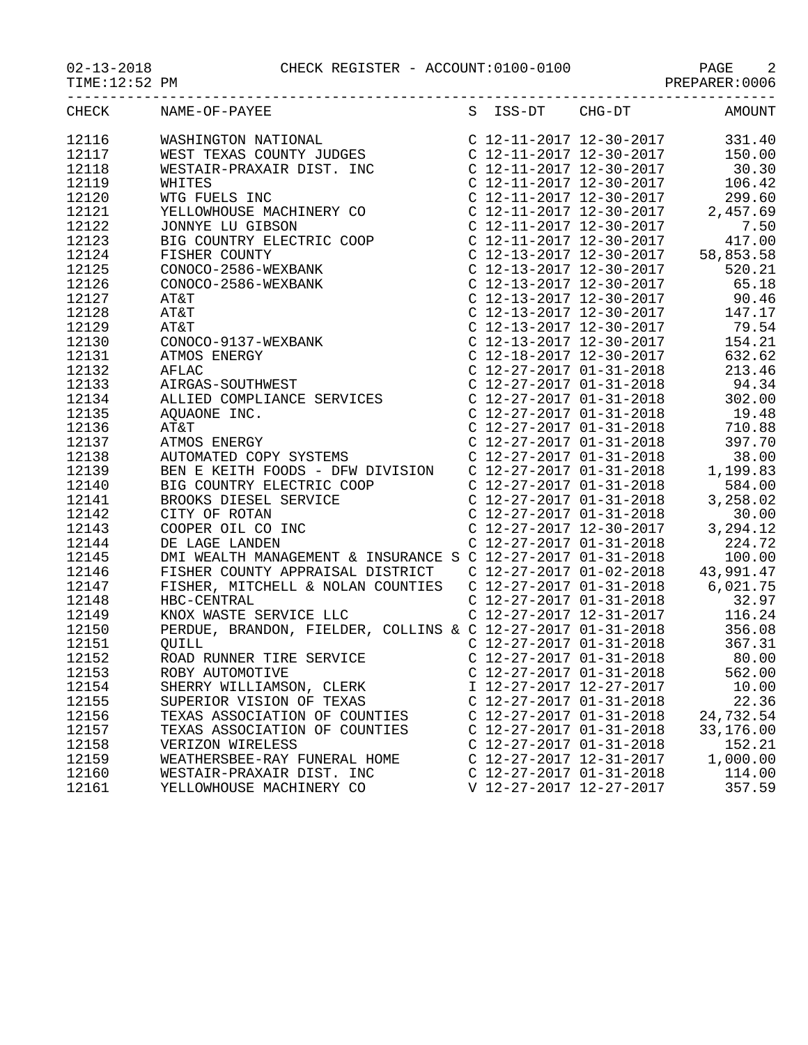02-13-2018 CHECK REGISTER - ACCOUNT:0100-0100

TIME:12:52 PM PREPARER:0006

| CHECK | NAME-OF-PAYEE | S | ISS-DT | CHG-DT | AMOUNT |
|---|---|---|---|---|---|
| 12116 | WASHINGTON NATIONAL | C | 12-11-2017 | 12-30-2017 | 331.40 |
| 12117 | WEST TEXAS COUNTY JUDGES | C | 12-11-2017 | 12-30-2017 | 150.00 |
| 12118 | WESTAIR-PRAXAIR DIST. INC | C | 12-11-2017 | 12-30-2017 | 30.30 |
| 12119 | WHITES | C | 12-11-2017 | 12-30-2017 | 106.42 |
| 12120 | WTG FUELS INC | C | 12-11-2017 | 12-30-2017 | 299.60 |
| 12121 | YELLOWHOUSE MACHINERY CO | C | 12-11-2017 | 12-30-2017 | 2,457.69 |
| 12122 | JONNYE LU GIBSON | C | 12-11-2017 | 12-30-2017 | 7.50 |
| 12123 | BIG COUNTRY ELECTRIC COOP | C | 12-11-2017 | 12-30-2017 | 417.00 |
| 12124 | FISHER COUNTY | C | 12-13-2017 | 12-30-2017 | 58,853.58 |
| 12125 | CONOCO-2586-WEXBANK | C | 12-13-2017 | 12-30-2017 | 520.21 |
| 12126 | CONOCO-2586-WEXBANK | C | 12-13-2017 | 12-30-2017 | 65.18 |
| 12127 | AT&T | C | 12-13-2017 | 12-30-2017 | 90.46 |
| 12128 | AT&T | C | 12-13-2017 | 12-30-2017 | 147.17 |
| 12129 | AT&T | C | 12-13-2017 | 12-30-2017 | 79.54 |
| 12130 | CONOCO-9137-WEXBANK | C | 12-13-2017 | 12-30-2017 | 154.21 |
| 12131 | ATMOS ENERGY | C | 12-18-2017 | 12-30-2017 | 632.62 |
| 12132 | AFLAC | C | 12-27-2017 | 01-31-2018 | 213.46 |
| 12133 | AIRGAS-SOUTHWEST | C | 12-27-2017 | 01-31-2018 | 94.34 |
| 12134 | ALLIED COMPLIANCE SERVICES | C | 12-27-2017 | 01-31-2018 | 302.00 |
| 12135 | AQUAONE INC. | C | 12-27-2017 | 01-31-2018 | 19.48 |
| 12136 | AT&T | C | 12-27-2017 | 01-31-2018 | 710.88 |
| 12137 | ATMOS ENERGY | C | 12-27-2017 | 01-31-2018 | 397.70 |
| 12138 | AUTOMATED COPY SYSTEMS | C | 12-27-2017 | 01-31-2018 | 38.00 |
| 12139 | BEN E KEITH FOODS - DFW DIVISION | C | 12-27-2017 | 01-31-2018 | 1,199.83 |
| 12140 | BIG COUNTRY ELECTRIC COOP | C | 12-27-2017 | 01-31-2018 | 584.00 |
| 12141 | BROOKS DIESEL SERVICE | C | 12-27-2017 | 01-31-2018 | 3,258.02 |
| 12142 | CITY OF ROTAN | C | 12-27-2017 | 01-31-2018 | 30.00 |
| 12143 | COOPER OIL CO INC | C | 12-27-2017 | 12-30-2017 | 3,294.12 |
| 12144 | DE LAGE LANDEN | C | 12-27-2017 | 01-31-2018 | 224.72 |
| 12145 | DMI WEALTH MANAGEMENT & INSURANCE S | C | 12-27-2017 | 01-31-2018 | 100.00 |
| 12146 | FISHER COUNTY APPRAISAL DISTRICT | C | 12-27-2017 | 01-02-2018 | 43,991.47 |
| 12147 | FISHER, MITCHELL & NOLAN COUNTIES | C | 12-27-2017 | 01-31-2018 | 6,021.75 |
| 12148 | HBC-CENTRAL | C | 12-27-2017 | 01-31-2018 | 32.97 |
| 12149 | KNOX WASTE SERVICE LLC | C | 12-27-2017 | 12-31-2017 | 116.24 |
| 12150 | PERDUE, BRANDON, FIELDER, COLLINS & | C | 12-27-2017 | 01-31-2018 | 356.08 |
| 12151 | QUILL | C | 12-27-2017 | 01-31-2018 | 367.31 |
| 12152 | ROAD RUNNER TIRE SERVICE | C | 12-27-2017 | 01-31-2018 | 80.00 |
| 12153 | ROBY AUTOMOTIVE | C | 12-27-2017 | 01-31-2018 | 562.00 |
| 12154 | SHERRY WILLIAMSON, CLERK | I | 12-27-2017 | 12-27-2017 | 10.00 |
| 12155 | SUPERIOR VISION OF TEXAS | C | 12-27-2017 | 01-31-2018 | 22.36 |
| 12156 | TEXAS ASSOCIATION OF COUNTIES | C | 12-27-2017 | 01-31-2018 | 24,732.54 |
| 12157 | TEXAS ASSOCIATION OF COUNTIES | C | 12-27-2017 | 01-31-2018 | 33,176.00 |
| 12158 | VERIZON WIRELESS | C | 12-27-2017 | 01-31-2018 | 152.21 |
| 12159 | WEATHERSBEE-RAY FUNERAL HOME | C | 12-27-2017 | 12-31-2017 | 1,000.00 |
| 12160 | WESTAIR-PRAXAIR DIST. INC | C | 12-27-2017 | 01-31-2018 | 114.00 |
| 12161 | YELLOWHOUSE MACHINERY CO | V | 12-27-2017 | 12-27-2017 | 357.59 |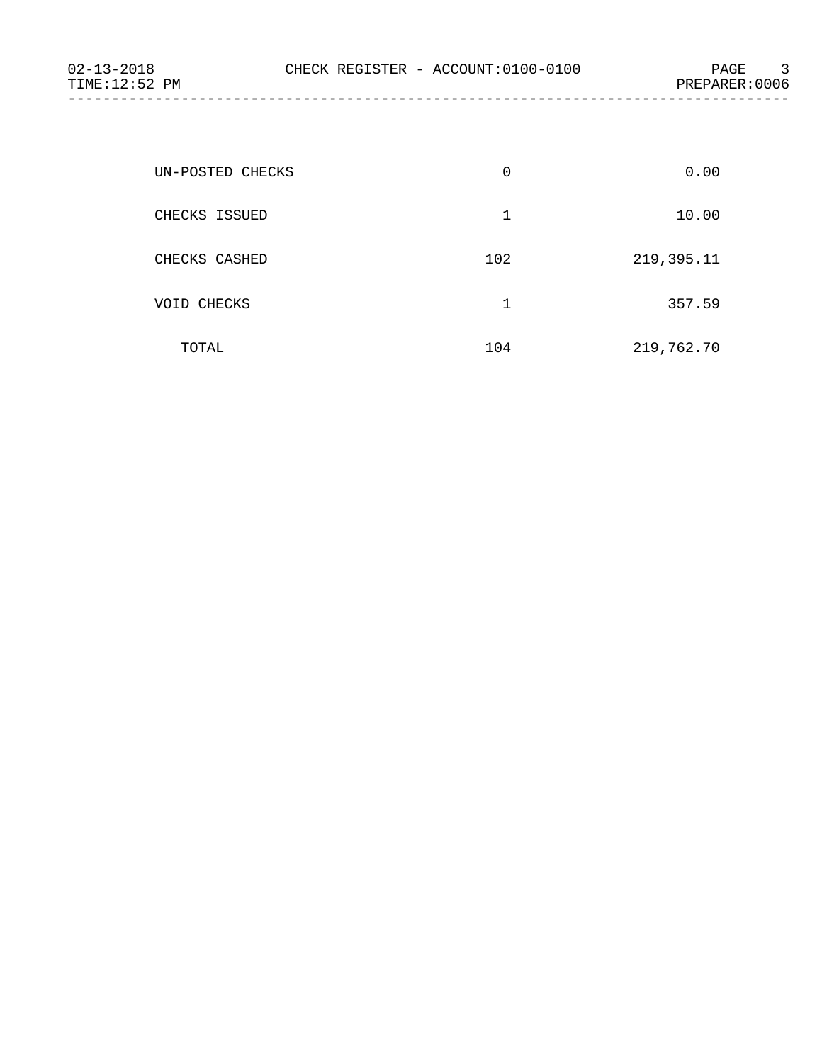| | | |
|---|---|---|
| UN-POSTED CHECKS | 0 | 0.00 |
| CHECKS ISSUED | 1 | 10.00 |
| CHECKS CASHED | 102 | 219,395.11 |
| VOID CHECKS | 1 | 357.59 |
| TOTAL | 104 | 219,762.70 |